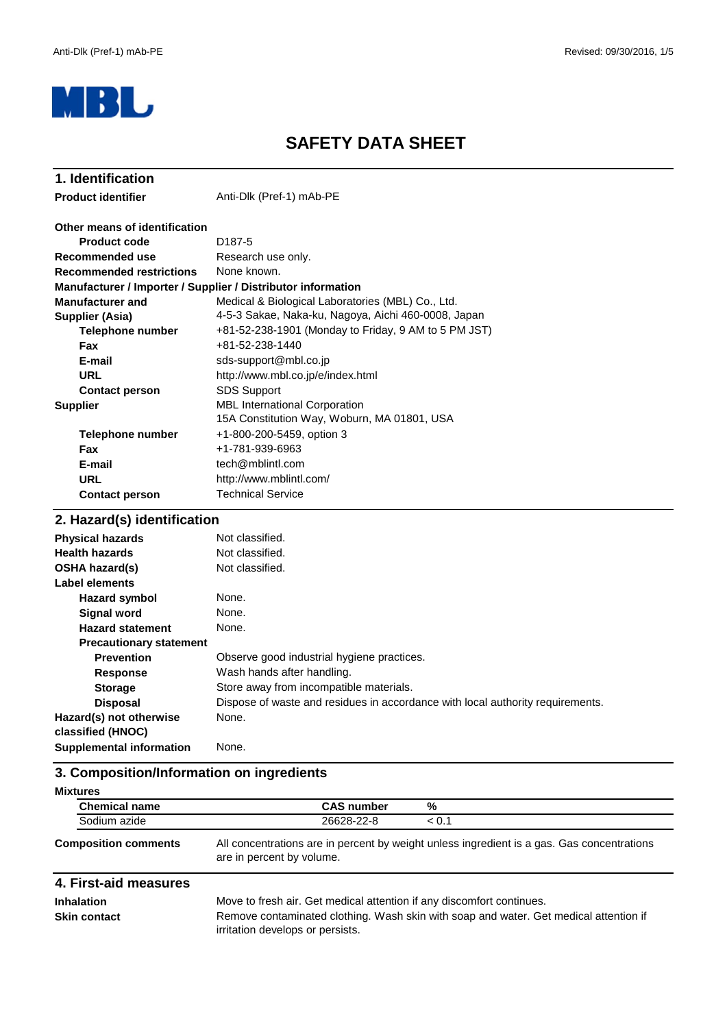MBL

# SAFETY DATA SHEET

## 1. Identification

| | |
|---|---|
| **Product identifier** | Anti-Dlk (Pref-1) mAb-PE |
| **Other means of identification** | |
| **Product code** | D187-5 |
| **Recommended use** | Research use only. |
| **Recommended restrictions** | None known. |
| **Manufacturer / Importer / Supplier / Distributor information** | |
| **Manufacturer and Supplier (Asia)** | Medical & Biological Laboratories (MBL) Co., Ltd.<br>4-5-3 Sakae, Naka-ku, Nagoya, Aichi 460-0008, Japan |
| **Telephone number** | +81-52-238-1901 (Monday to Friday, 9 AM to 5 PM JST) |
| **Fax** | +81-52-238-1440 |
| **E-mail** | sds-support@mbl.co.jp |
| **URL** | http://www.mbl.co.jp/e/index.html |
| **Contact person** | SDS Support |
| **Supplier** | MBL International Corporation<br>15A Constitution Way, Woburn, MA 01801, USA |
| **Telephone number** | +1-800-200-5459, option 3 |
| **Fax** | +1-781-939-6963 |
| **E-mail** | tech@mblintl.com |
| **URL** | http://www.mblintl.com/ |
| **Contact person** | Technical Service |

## 2. Hazard(s) identification

| | |
|---|---|
| **Physical hazards** | Not classified. |
| **Health hazards** | Not classified. |
| **OSHA hazard(s)** | Not classified. |
| **Label elements** | |
| **Hazard symbol** | None. |
| **Signal word** | None. |
| **Hazard statement** | None. |
| **Precautionary statement** | |
| **Prevention** | Observe good industrial hygiene practices. |
| **Response** | Wash hands after handling. |
| **Storage** | Store away from incompatible materials. |
| **Disposal** | Dispose of waste and residues in accordance with local authority requirements. |
| **Hazard(s) not otherwise classified (HNOC)** | None. |
| **Supplemental information** | None. |

## 3. Composition/Information on ingredients

**Mixtures**

| Chemical name | CAS number | % |
|---|---|---|
| Sodium azide | 26628-22-8 | < 0.1 |

**Composition comments**: All concentrations are in percent by weight unless ingredient is a gas. Gas concentrations are in percent by volume.

## 4. First-aid measures

| | |
|---|---|
| **Inhalation** | Move to fresh air. Get medical attention if any discomfort continues. |
| **Skin contact** | Remove contaminated clothing. Wash skin with soap and water. Get medical attention if irritation develops or persists. |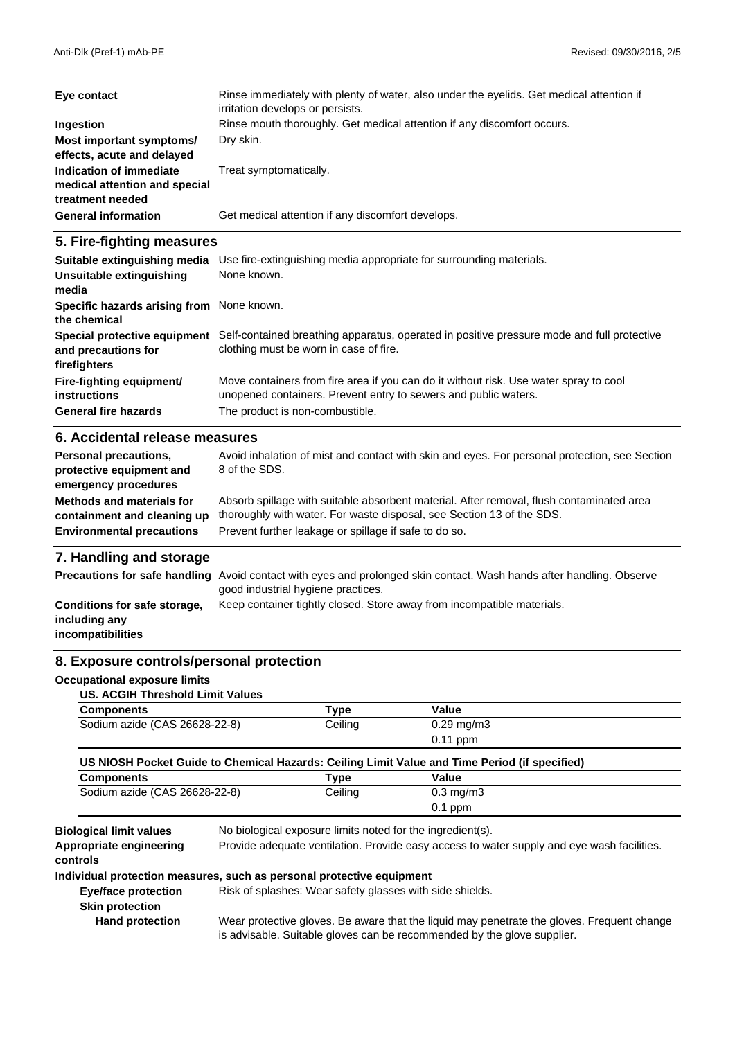**Eye contact** Rinse immediately with plenty of water, also under the eyelids. Get medical attention if irritation develops or persists.

**Ingestion** Rinse mouth thoroughly. Get medical attention if any discomfort occurs.

**Most important symptoms/ effects, acute and delayed** Dry skin.

**Indication of immediate medical attention and special treatment needed** Treat symptomatically.

**General information** Get medical attention if any discomfort develops.

## 5. Fire-fighting measures

**Suitable extinguishing media** Use fire-extinguishing media appropriate for surrounding materials.

**Unsuitable extinguishing media** None known.

**Specific hazards arising from the chemical** None known.

**Special protective equipment and precautions for firefighters** Self-contained breathing apparatus, operated in positive pressure mode and full protective clothing must be worn in case of fire.

**Fire-fighting equipment/ instructions** Move containers from fire area if you can do it without risk. Use water spray to cool unopened containers. Prevent entry to sewers and public waters.

**General fire hazards** The product is non-combustible.

## 6. Accidental release measures

**Personal precautions, protective equipment and emergency procedures** Avoid inhalation of mist and contact with skin and eyes. For personal protection, see Section 8 of the SDS.

**Methods and materials for containment and cleaning up** Absorb spillage with suitable absorbent material. After removal, flush contaminated area thoroughly with water. For waste disposal, see Section 13 of the SDS.

**Environmental precautions** Prevent further leakage or spillage if safe to do so.

## 7. Handling and storage

**Precautions for safe handling** Avoid contact with eyes and prolonged skin contact. Wash hands after handling. Observe good industrial hygiene practices.

**Conditions for safe storage, including any incompatibilities** Keep container tightly closed. Store away from incompatible materials.

## 8. Exposure controls/personal protection

**Occupational exposure limits**

**US. ACGIH Threshold Limit Values**

| Components | Type | Value |
|---|---|---|
| Sodium azide (CAS 26628-22-8) | Ceiling | 0.29 mg/m3 |
| | | 0.11 ppm |

**US NIOSH Pocket Guide to Chemical Hazards: Ceiling Limit Value and Time Period (if specified)**

| Components | Type | Value |
|---|---|---|
| Sodium azide (CAS 26628-22-8) | Ceiling | 0.3 mg/m3 |
| | | 0.1 ppm |

**Biological limit values** No biological exposure limits noted for the ingredient(s).

**Appropriate engineering controls** Provide adequate ventilation. Provide easy access to water supply and eye wash facilities.

**Individual protection measures, such as personal protective equipment**

**Eye/face protection** Risk of splashes: Wear safety glasses with side shields.

**Skin protection**

**Hand protection** Wear protective gloves. Be aware that the liquid may penetrate the gloves. Frequent change is advisable. Suitable gloves can be recommended by the glove supplier.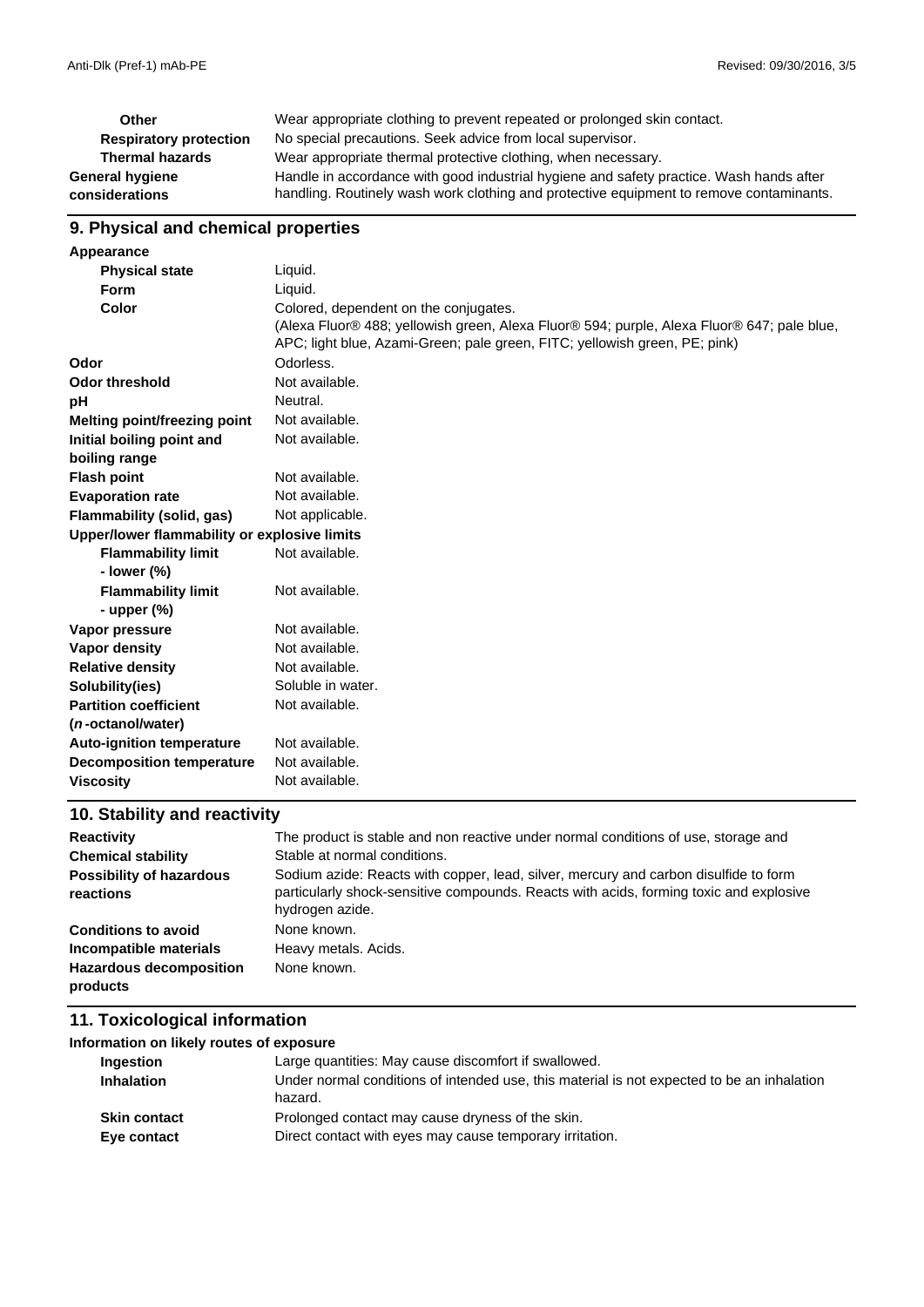| | |
|---|---|
| **Other** | Wear appropriate clothing to prevent repeated or prolonged skin contact. |
| **Respiratory protection** | No special precautions. Seek advice from local supervisor. |
| **Thermal hazards** | Wear appropriate thermal protective clothing, when necessary. |
| **General hygiene considerations** | Handle in accordance with good industrial hygiene and safety practice. Wash hands after handling. Routinely wash work clothing and protective equipment to remove contaminants. |

## 9. Physical and chemical properties

| | |
|---|---|
| **Appearance** | |
| **Physical state** | Liquid. |
| **Form** | Liquid. |
| **Color** | Colored, dependent on the conjugates. (Alexa Fluor® 488; yellowish green, Alexa Fluor® 594; purple, Alexa Fluor® 647; pale blue, APC; light blue, Azami-Green; pale green, FITC; yellowish green, PE; pink) |
| **Odor** | Odorless. |
| **Odor threshold** | Not available. |
| **pH** | Neutral. |
| **Melting point/freezing point** | Not available. |
| **Initial boiling point and boiling range** | Not available. |
| **Flash point** | Not available. |
| **Evaporation rate** | Not available. |
| **Flammability (solid, gas)** | Not applicable. |
| **Upper/lower flammability or explosive limits** | |
| **Flammability limit - lower (%)** | Not available. |
| **Flammability limit - upper (%)** | Not available. |
| **Vapor pressure** | Not available. |
| **Vapor density** | Not available. |
| **Relative density** | Not available. |
| **Solubility(ies)** | Soluble in water. |
| **Partition coefficient (*n*-octanol/water)** | Not available. |
| **Auto-ignition temperature** | Not available. |
| **Decomposition temperature** | Not available. |
| **Viscosity** | Not available. |

## 10. Stability and reactivity

| | |
|---|---|
| **Reactivity** | The product is stable and non reactive under normal conditions of use, storage and |
| **Chemical stability** | Stable at normal conditions. |
| **Possibility of hazardous reactions** | Sodium azide: Reacts with copper, lead, silver, mercury and carbon disulfide to form particularly shock-sensitive compounds. Reacts with acids, forming toxic and explosive hydrogen azide. |
| **Conditions to avoid** | None known. |
| **Incompatible materials** | Heavy metals. Acids. |
| **Hazardous decomposition products** | None known. |

## 11. Toxicological information

| | |
|---|---|
| **Information on likely routes of exposure** | |
| **Ingestion** | Large quantities: May cause discomfort if swallowed. |
| **Inhalation** | Under normal conditions of intended use, this material is not expected to be an inhalation hazard. |
| **Skin contact** | Prolonged contact may cause dryness of the skin. |
| **Eye contact** | Direct contact with eyes may cause temporary irritation. |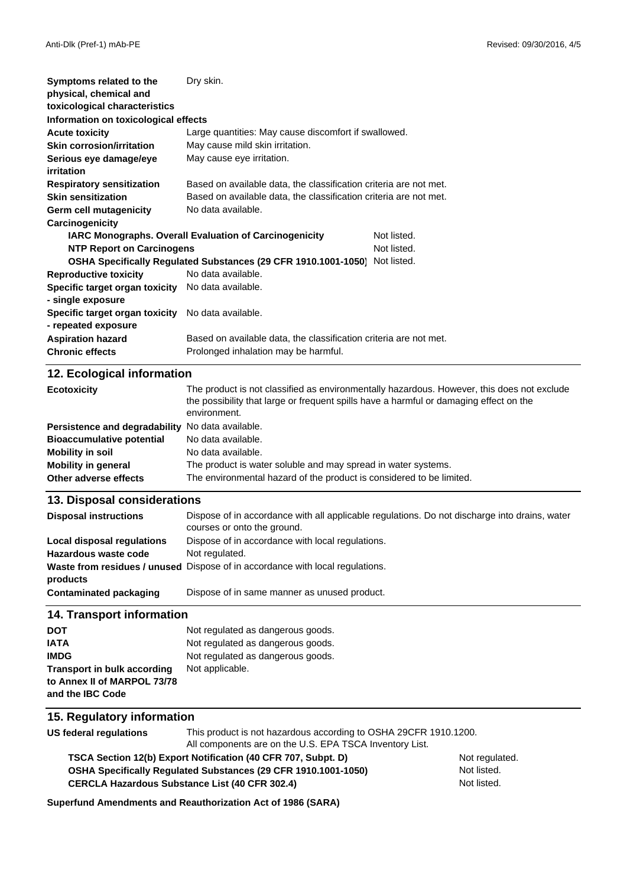| | | |
|---|---|---|
| **Symptoms related to the physical, chemical and toxicological characteristics** | Dry skin. | |
| **Information on toxicological effects** | | |
| **Acute toxicity** | Large quantities: May cause discomfort if swallowed. | |
| **Skin corrosion/irritation** | May cause mild skin irritation. | |
| **Serious eye damage/eye irritation** | May cause eye irritation. | |
| **Respiratory sensitization** | Based on available data, the classification criteria are not met. | |
| **Skin sensitization** | Based on available data, the classification criteria are not met. | |
| **Germ cell mutagenicity** | No data available. | |
| **Carcinogenicity** | | |
| **IARC Monographs. Overall Evaluation of Carcinogenicity** | | Not listed. |
| **NTP Report on Carcinogens** | | Not listed. |
| **OSHA Specifically Regulated Substances (29 CFR 1910.1001-1050)** | | Not listed. |
| **Reproductive toxicity** | No data available. | |
| **Specific target organ toxicity - single exposure** | No data available. | |
| **Specific target organ toxicity - repeated exposure** | No data available. | |
| **Aspiration hazard** | Based on available data, the classification criteria are not met. | |
| **Chronic effects** | Prolonged inhalation may be harmful. | |

## 12. Ecological information

| | |
|---|---|
| **Ecotoxicity** | The product is not classified as environmentally hazardous. However, this does not exclude the possibility that large or frequent spills have a harmful or damaging effect on the environment. |
| **Persistence and degradability** | No data available. |
| **Bioaccumulative potential** | No data available. |
| **Mobility in soil** | No data available. |
| **Mobility in general** | The product is water soluble and may spread in water systems. |
| **Other adverse effects** | The environmental hazard of the product is considered to be limited. |

## 13. Disposal considerations

| | |
|---|---|
| **Disposal instructions** | Dispose of in accordance with all applicable regulations. Do not discharge into drains, water courses or onto the ground. |
| **Local disposal regulations** | Dispose of in accordance with local regulations. |
| **Hazardous waste code** | Not regulated. |
| **Waste from residues / unused products** | Dispose of in accordance with local regulations. |
| **Contaminated packaging** | Dispose of in same manner as unused product. |

## 14. Transport information

| | |
|---|---|
| **DOT** | Not regulated as dangerous goods. |
| **IATA** | Not regulated as dangerous goods. |
| **IMDG** | Not regulated as dangerous goods. |
| **Transport in bulk according to Annex II of MARPOL 73/78 and the IBC Code** | Not applicable. |

## 15. Regulatory information

| | | |
|---|---|---|
| **US federal regulations** | This product is not hazardous according to OSHA 29CFR 1910.1200. All components are on the U.S. EPA TSCA Inventory List. | |
| **TSCA Section 12(b) Export Notification (40 CFR 707, Subpt. D)** | | Not regulated. |
| **OSHA Specifically Regulated Substances (29 CFR 1910.1001-1050)** | | Not listed. |
| **CERCLA Hazardous Substance List (40 CFR 302.4)** | | Not listed. |

**Superfund Amendments and Reauthorization Act of 1986 (SARA)**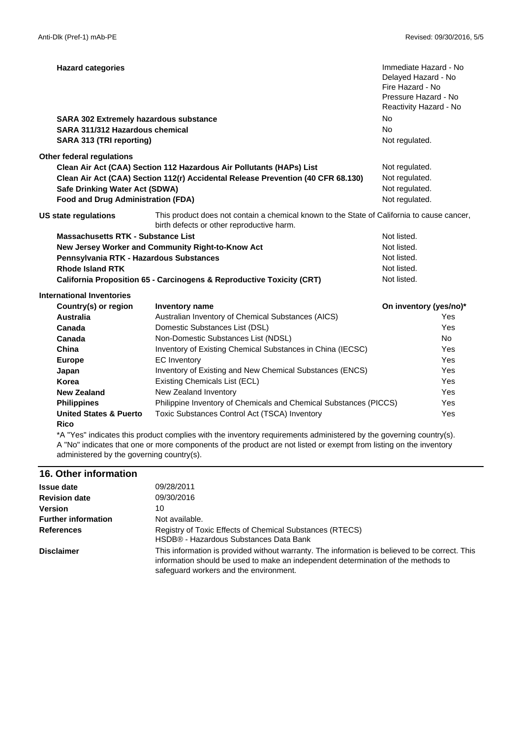**Hazard categories**

Immediate Hazard - No
Delayed Hazard - No
Fire Hazard - No
Pressure Hazard - No
Reactivity Hazard - No

| | |
|---|---|
| **SARA 302 Extremely hazardous substance** | No |
| **SARA 311/312 Hazardous chemical** | No |
| **SARA 313 (TRI reporting)** | Not regulated. |

**Other federal regulations**

| | |
|---|---|
| **Clean Air Act (CAA) Section 112 Hazardous Air Pollutants (HAPs) List** | Not regulated. |
| **Clean Air Act (CAA) Section 112(r) Accidental Release Prevention (40 CFR 68.130)** | Not regulated. |
| **Safe Drinking Water Act (SDWA)** | Not regulated. |
| **Food and Drug Administration (FDA)** | Not regulated. |

**US state regulations** This product does not contain a chemical known to the State of California to cause cancer, birth defects or other reproductive harm.

| | |
|---|---|
| **Massachusetts RTK - Substance List** | Not listed. |
| **New Jersey Worker and Community Right-to-Know Act** | Not listed. |
| **Pennsylvania RTK - Hazardous Substances** | Not listed. |
| **Rhode Island RTK** | Not listed. |
| **California Proposition 65 - Carcinogens & Reproductive Toxicity (CRT)** | Not listed. |

**International Inventories**

| Country(s) or region | Inventory name | On inventory (yes/no)* |
|---|---|---|
| **Australia** | Australian Inventory of Chemical Substances (AICS) | Yes |
| **Canada** | Domestic Substances List (DSL) | Yes |
| **Canada** | Non-Domestic Substances List (NDSL) | No |
| **China** | Inventory of Existing Chemical Substances in China (IECSC) | Yes |
| **Europe** | EC Inventory | Yes |
| **Japan** | Inventory of Existing and New Chemical Substances (ENCS) | Yes |
| **Korea** | Existing Chemicals List (ECL) | Yes |
| **New Zealand** | New Zealand Inventory | Yes |
| **Philippines** | Philippine Inventory of Chemicals and Chemical Substances (PICCS) | Yes |
| **United States & Puerto Rico** | Toxic Substances Control Act (TSCA) Inventory | Yes |

*A "Yes" indicates this product complies with the inventory requirements administered by the governing country(s).
A "No" indicates that one or more components of the product are not listed or exempt from listing on the inventory administered by the governing country(s).

## 16. Other information

| | |
|---|---|
| **Issue date** | 09/28/2011 |
| **Revision date** | 09/30/2016 |
| **Version** | 10 |
| **Further information** | Not available. |
| **References** | Registry of Toxic Effects of Chemical Substances (RTECS)<br>HSDB® - Hazardous Substances Data Bank |
| **Disclaimer** | This information is provided without warranty. The information is believed to be correct. This information should be used to make an independent determination of the methods to safeguard workers and the environment. |